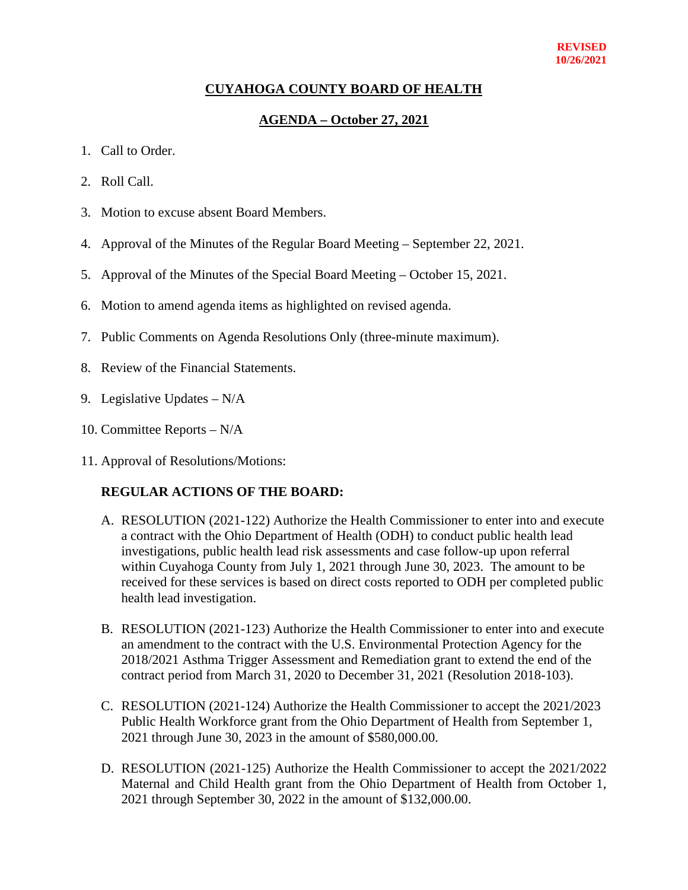**REVISED**
**10/26/2021**

# CUYAHOGA COUNTY BOARD OF HEALTH

## AGENDA – October 27, 2021

1. Call to Order.
2. Roll Call.
3. Motion to excuse absent Board Members.
4. Approval of the Minutes of the Regular Board Meeting – September 22, 2021.
5. Approval of the Minutes of the Special Board Meeting – October 15, 2021.
6. Motion to amend agenda items as highlighted on revised agenda.
7. Public Comments on Agenda Resolutions Only (three-minute maximum).
8. Review of the Financial Statements.
9. Legislative Updates – N/A
10. Committee Reports – N/A
11. Approval of Resolutions/Motions:

### REGULAR ACTIONS OF THE BOARD:

A. RESOLUTION (2021-122) Authorize the Health Commissioner to enter into and execute a contract with the Ohio Department of Health (ODH) to conduct public health lead investigations, public health lead risk assessments and case follow-up upon referral within Cuyahoga County from July 1, 2021 through June 30, 2023. The amount to be received for these services is based on direct costs reported to ODH per completed public health lead investigation.

B. RESOLUTION (2021-123) Authorize the Health Commissioner to enter into and execute an amendment to the contract with the U.S. Environmental Protection Agency for the 2018/2021 Asthma Trigger Assessment and Remediation grant to extend the end of the contract period from March 31, 2020 to December 31, 2021 (Resolution 2018-103).

C. RESOLUTION (2021-124) Authorize the Health Commissioner to accept the 2021/2023 Public Health Workforce grant from the Ohio Department of Health from September 1, 2021 through June 30, 2023 in the amount of $580,000.00.

D. RESOLUTION (2021-125) Authorize the Health Commissioner to accept the 2021/2022 Maternal and Child Health grant from the Ohio Department of Health from October 1, 2021 through September 30, 2022 in the amount of $132,000.00.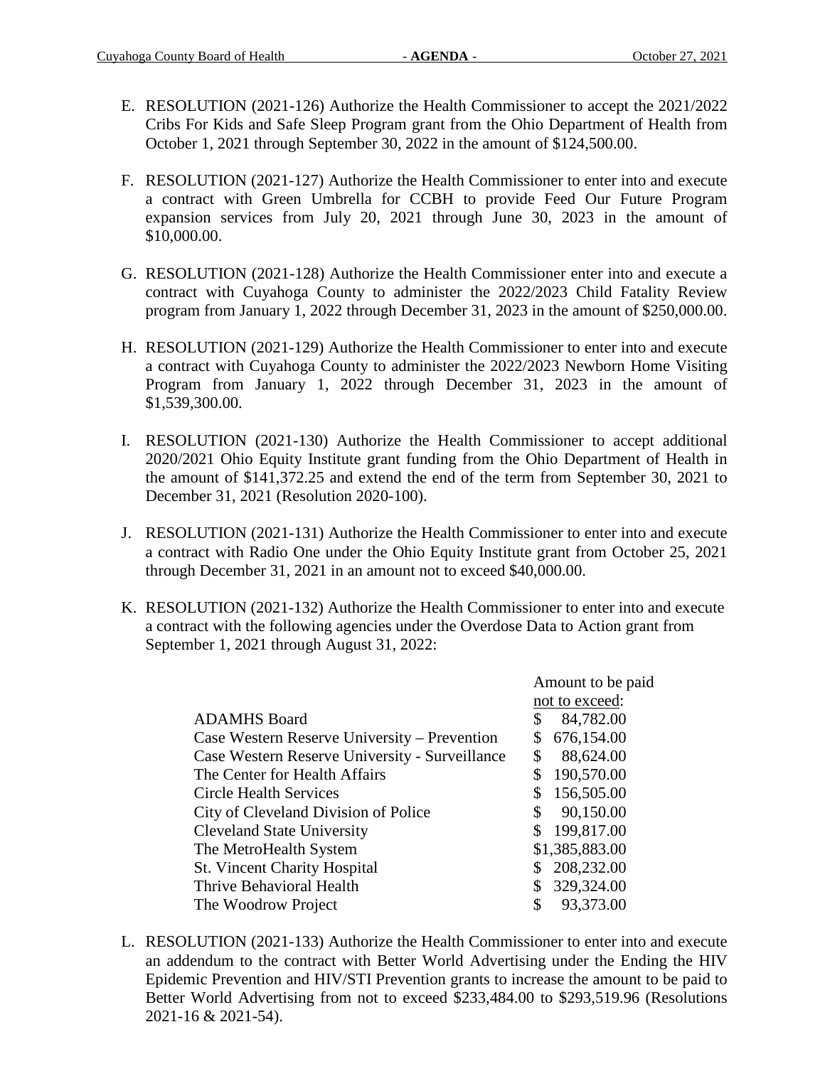E. RESOLUTION (2021-126) Authorize the Health Commissioner to accept the 2021/2022 Cribs For Kids and Safe Sleep Program grant from the Ohio Department of Health from October 1, 2021 through September 30, 2022 in the amount of $124,500.00.

F. RESOLUTION (2021-127) Authorize the Health Commissioner to enter into and execute a contract with Green Umbrella for CCBH to provide Feed Our Future Program expansion services from July 20, 2021 through June 30, 2023 in the amount of $10,000.00.

G. RESOLUTION (2021-128) Authorize the Health Commissioner enter into and execute a contract with Cuyahoga County to administer the 2022/2023 Child Fatality Review program from January 1, 2022 through December 31, 2023 in the amount of $250,000.00.

H. RESOLUTION (2021-129) Authorize the Health Commissioner to enter into and execute a contract with Cuyahoga County to administer the 2022/2023 Newborn Home Visiting Program from January 1, 2022 through December 31, 2023 in the amount of $1,539,300.00.

I. RESOLUTION (2021-130) Authorize the Health Commissioner to accept additional 2020/2021 Ohio Equity Institute grant funding from the Ohio Department of Health in the amount of $141,372.25 and extend the end of the term from September 30, 2021 to December 31, 2021 (Resolution 2020-100).

J. RESOLUTION (2021-131) Authorize the Health Commissioner to enter into and execute a contract with Radio One under the Ohio Equity Institute grant from October 25, 2021 through December 31, 2021 in an amount not to exceed $40,000.00.

K. RESOLUTION (2021-132) Authorize the Health Commissioner to enter into and execute a contract with the following agencies under the Overdose Data to Action grant from September 1, 2021 through August 31, 2022:

| | Amount to be paid not to exceed: |
|---|---|
| ADAMHS Board | $ 84,782.00 |
| Case Western Reserve University – Prevention | $ 676,154.00 |
| Case Western Reserve University - Surveillance | $ 88,624.00 |
| The Center for Health Affairs | $ 190,570.00 |
| Circle Health Services | $ 156,505.00 |
| City of Cleveland Division of Police | $ 90,150.00 |
| Cleveland State University | $ 199,817.00 |
| The MetroHealth System | $1,385,883.00 |
| St. Vincent Charity Hospital | $ 208,232.00 |
| Thrive Behavioral Health | $ 329,324.00 |
| The Woodrow Project | $ 93,373.00 |

L. RESOLUTION (2021-133) Authorize the Health Commissioner to enter into and execute an addendum to the contract with Better World Advertising under the Ending the HIV Epidemic Prevention and HIV/STI Prevention grants to increase the amount to be paid to Better World Advertising from not to exceed $233,484.00 to $293,519.96 (Resolutions 2021-16 & 2021-54).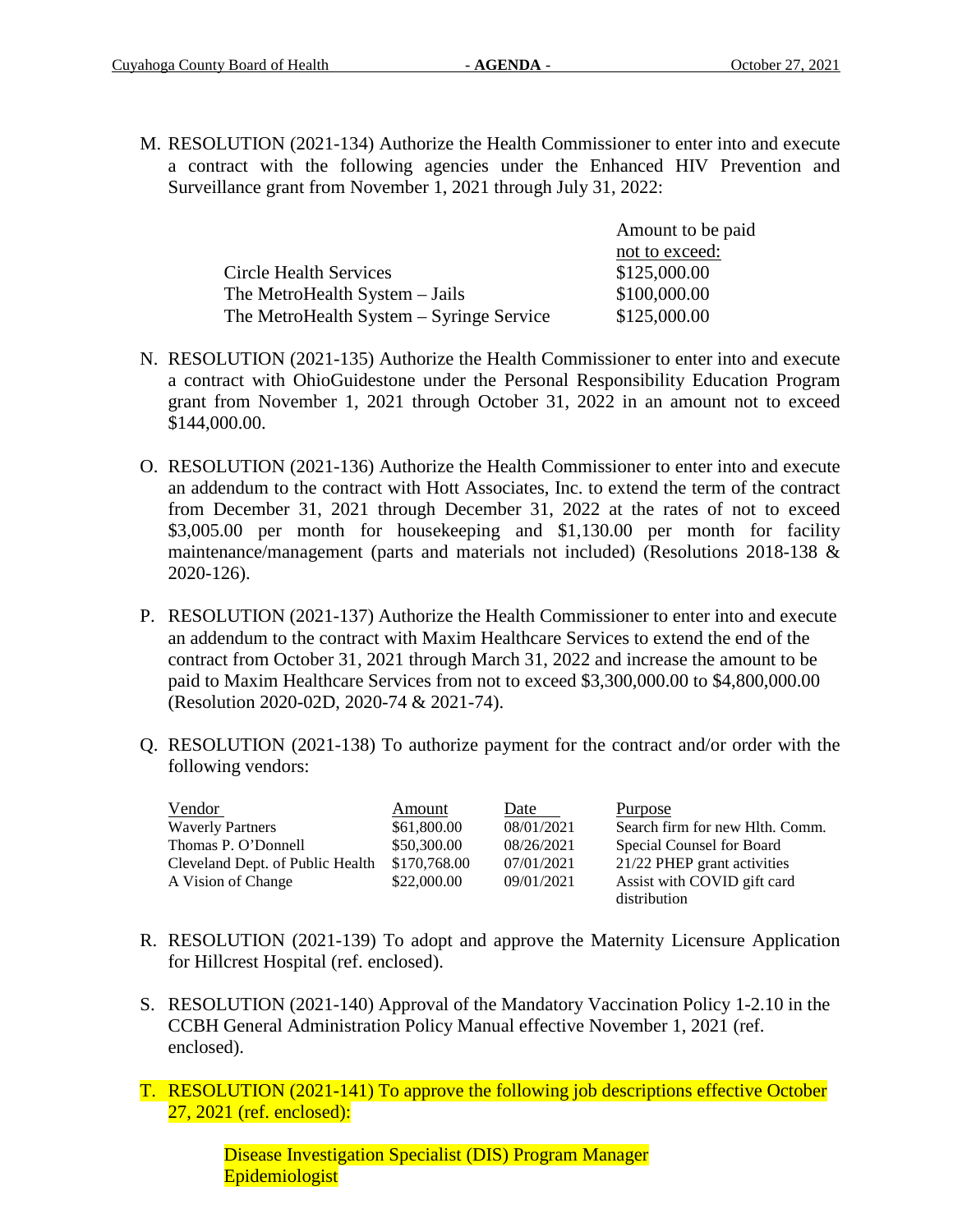M. RESOLUTION (2021-134) Authorize the Health Commissioner to enter into and execute a contract with the following agencies under the Enhanced HIV Prevention and Surveillance grant from November 1, 2021 through July 31, 2022:

| | Amount to be paid not to exceed: |
|---|---|
| Circle Health Services | $125,000.00 |
| The MetroHealth System – Jails | $100,000.00 |
| The MetroHealth System – Syringe Service | $125,000.00 |

N. RESOLUTION (2021-135) Authorize the Health Commissioner to enter into and execute a contract with OhioGuidestone under the Personal Responsibility Education Program grant from November 1, 2021 through October 31, 2022 in an amount not to exceed $144,000.00.

O. RESOLUTION (2021-136) Authorize the Health Commissioner to enter into and execute an addendum to the contract with Hott Associates, Inc. to extend the term of the contract from December 31, 2021 through December 31, 2022 at the rates of not to exceed $3,005.00 per month for housekeeping and $1,130.00 per month for facility maintenance/management (parts and materials not included) (Resolutions 2018-138 & 2020-126).

P. RESOLUTION (2021-137) Authorize the Health Commissioner to enter into and execute an addendum to the contract with Maxim Healthcare Services to extend the end of the contract from October 31, 2021 through March 31, 2022 and increase the amount to be paid to Maxim Healthcare Services from not to exceed $3,300,000.00 to $4,800,000.00 (Resolution 2020-02D, 2020-74 & 2021-74).

Q. RESOLUTION (2021-138) To authorize payment for the contract and/or order with the following vendors:

| Vendor | Amount | Date | Purpose |
|---|---|---|---|
| Waverly Partners | $61,800.00 | 08/01/2021 | Search firm for new Hlth. Comm. |
| Thomas P. O'Donnell | $50,300.00 | 08/26/2021 | Special Counsel for Board |
| Cleveland Dept. of Public Health | $170,768.00 | 07/01/2021 | 21/22 PHEP grant activities |
| A Vision of Change | $22,000.00 | 09/01/2021 | Assist with COVID gift card distribution |

R. RESOLUTION (2021-139) To adopt and approve the Maternity Licensure Application for Hillcrest Hospital (ref. enclosed).

S. RESOLUTION (2021-140) Approval of the Mandatory Vaccination Policy 1-2.10 in the CCBH General Administration Policy Manual effective November 1, 2021 (ref. enclosed).

T. RESOLUTION (2021-141) To approve the following job descriptions effective October 27, 2021 (ref. enclosed):

Disease Investigation Specialist (DIS) Program Manager
Epidemiologist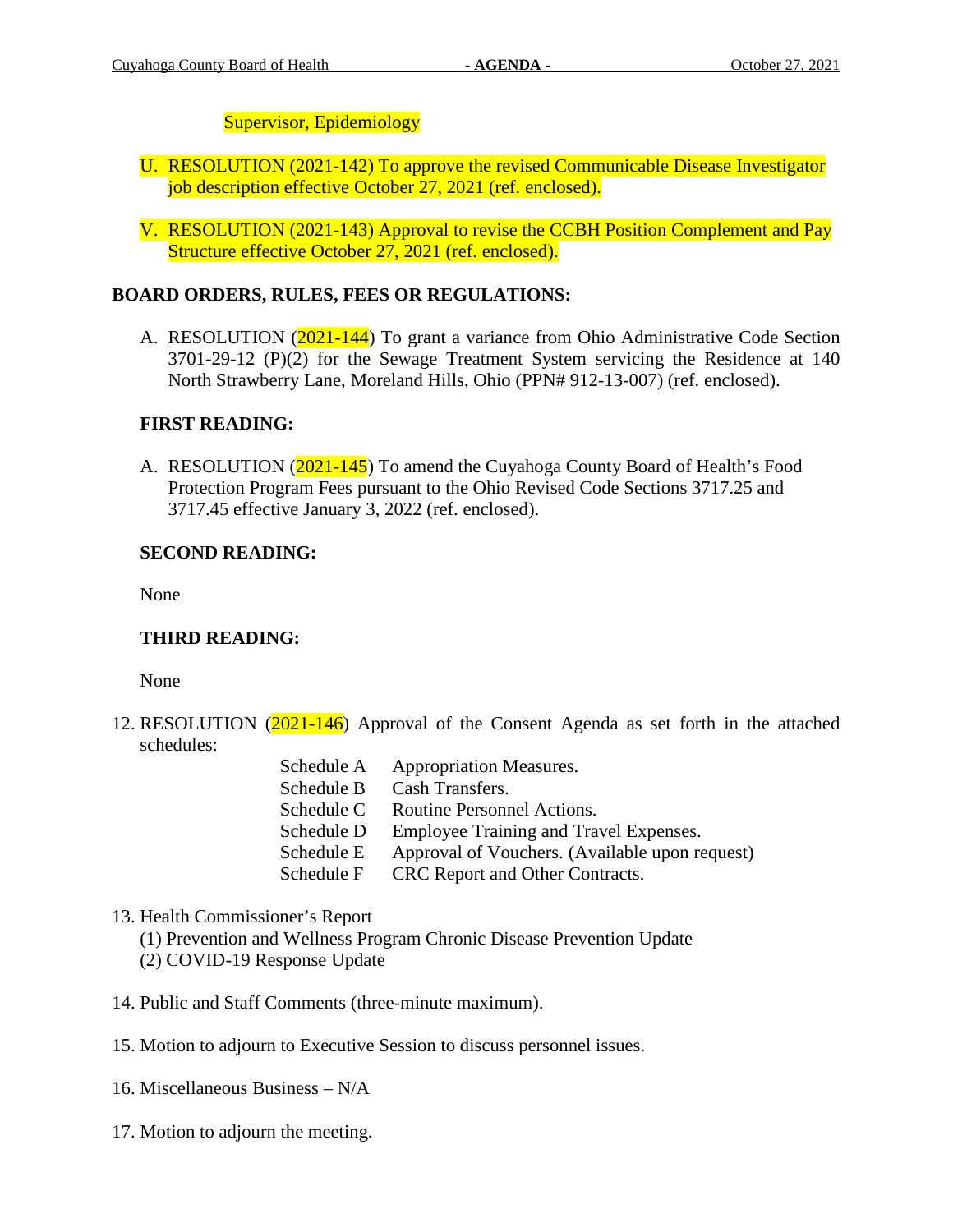Supervisor, Epidemiology

U. RESOLUTION (2021-142) To approve the revised Communicable Disease Investigator job description effective October 27, 2021 (ref. enclosed).

V. RESOLUTION (2021-143) Approval to revise the CCBH Position Complement and Pay Structure effective October 27, 2021 (ref. enclosed).

**BOARD ORDERS, RULES, FEES OR REGULATIONS:**

A. RESOLUTION (2021-144) To grant a variance from Ohio Administrative Code Section 3701-29-12 (P)(2) for the Sewage Treatment System servicing the Residence at 140 North Strawberry Lane, Moreland Hills, Ohio (PPN# 912-13-007) (ref. enclosed).

**FIRST READING:**

A. RESOLUTION (2021-145) To amend the Cuyahoga County Board of Health's Food Protection Program Fees pursuant to the Ohio Revised Code Sections 3717.25 and 3717.45 effective January 3, 2022 (ref. enclosed).

**SECOND READING:**

None

**THIRD READING:**

None

12. RESOLUTION (2021-146) Approval of the Consent Agenda as set forth in the attached schedules:

    | | |
    |---|---|
    | Schedule A | Appropriation Measures. |
    | Schedule B | Cash Transfers. |
    | Schedule C | Routine Personnel Actions. |
    | Schedule D | Employee Training and Travel Expenses. |
    | Schedule E | Approval of Vouchers. (Available upon request) |
    | Schedule F | CRC Report and Other Contracts. |

13. Health Commissioner's Report
    (1) Prevention and Wellness Program Chronic Disease Prevention Update
    (2) COVID-19 Response Update

14. Public and Staff Comments (three-minute maximum).

15. Motion to adjourn to Executive Session to discuss personnel issues.

16. Miscellaneous Business – N/A

17. Motion to adjourn the meeting.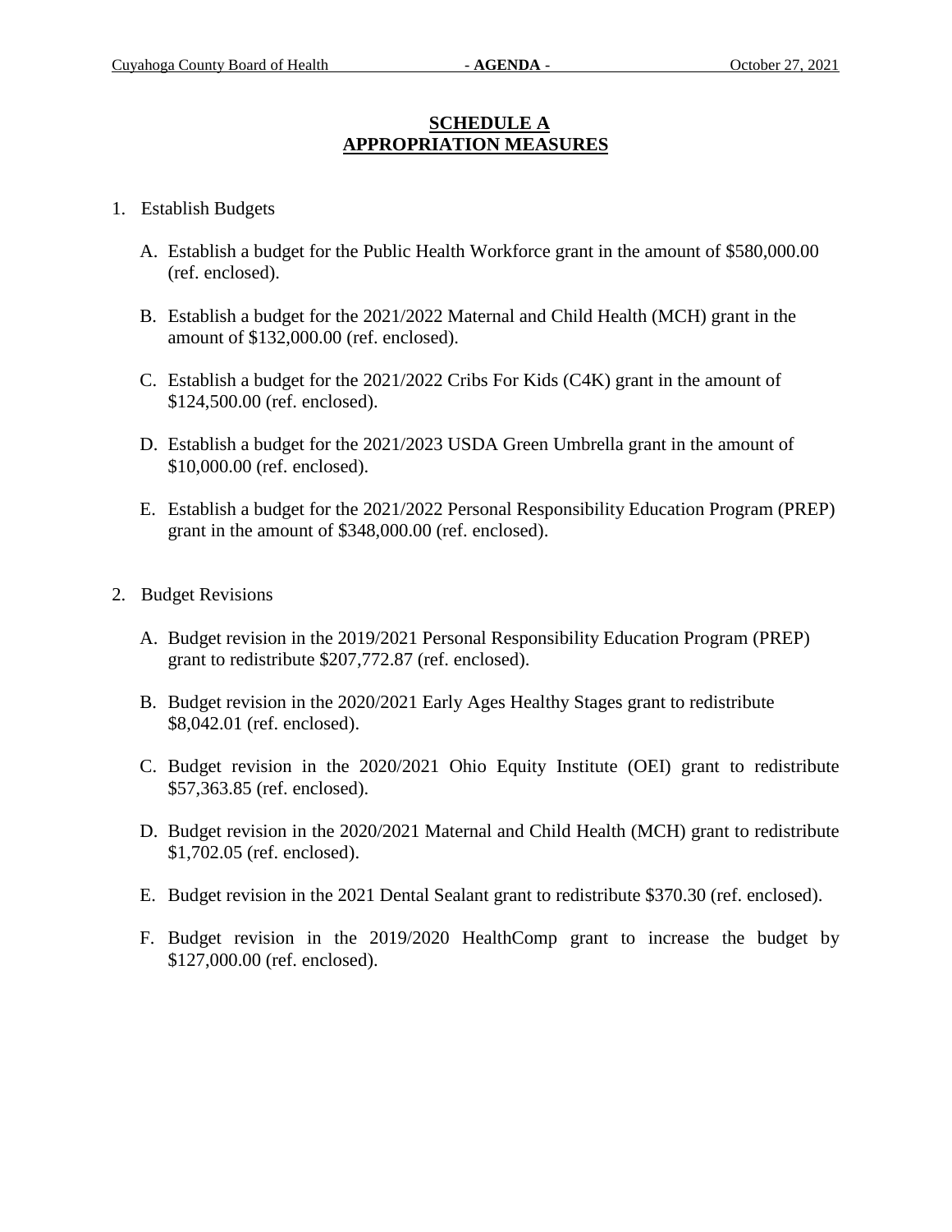## SCHEDULE A
## APPROPRIATION MEASURES

1. Establish Budgets

   A. Establish a budget for the Public Health Workforce grant in the amount of $580,000.00 (ref. enclosed).

   B. Establish a budget for the 2021/2022 Maternal and Child Health (MCH) grant in the amount of $132,000.00 (ref. enclosed).

   C. Establish a budget for the 2021/2022 Cribs For Kids (C4K) grant in the amount of $124,500.00 (ref. enclosed).

   D. Establish a budget for the 2021/2023 USDA Green Umbrella grant in the amount of $10,000.00 (ref. enclosed).

   E. Establish a budget for the 2021/2022 Personal Responsibility Education Program (PREP) grant in the amount of $348,000.00 (ref. enclosed).

2. Budget Revisions

   A. Budget revision in the 2019/2021 Personal Responsibility Education Program (PREP) grant to redistribute $207,772.87 (ref. enclosed).

   B. Budget revision in the 2020/2021 Early Ages Healthy Stages grant to redistribute $8,042.01 (ref. enclosed).

   C. Budget revision in the 2020/2021 Ohio Equity Institute (OEI) grant to redistribute $57,363.85 (ref. enclosed).

   D. Budget revision in the 2020/2021 Maternal and Child Health (MCH) grant to redistribute $1,702.05 (ref. enclosed).

   E. Budget revision in the 2021 Dental Sealant grant to redistribute $370.30 (ref. enclosed).

   F. Budget revision in the 2019/2020 HealthComp grant to increase the budget by $127,000.00 (ref. enclosed).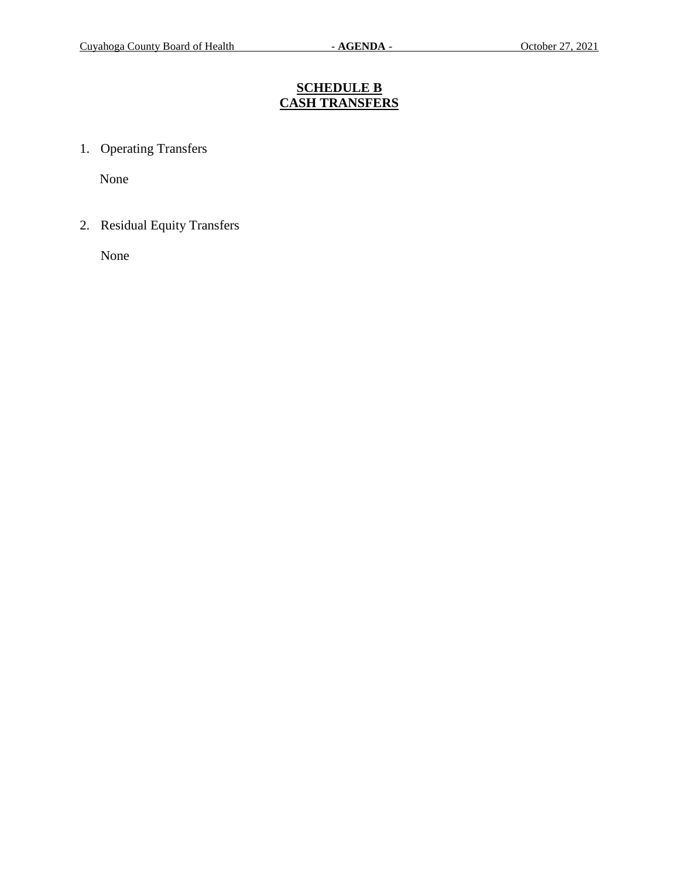# SCHEDULE B
# CASH TRANSFERS

1. Operating Transfers

   None

2. Residual Equity Transfers

   None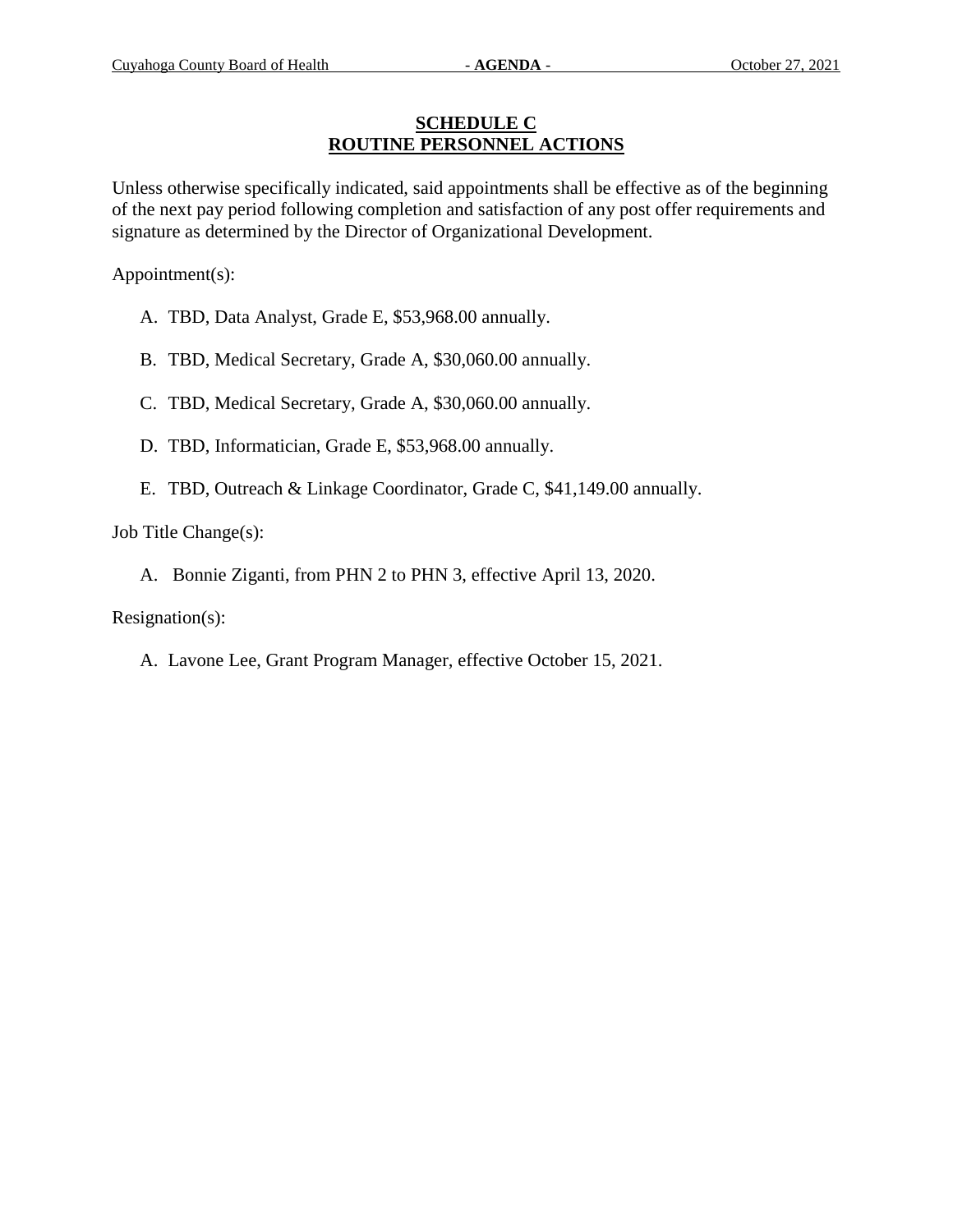## SCHEDULE C
## ROUTINE PERSONNEL ACTIONS

Unless otherwise specifically indicated, said appointments shall be effective as of the beginning of the next pay period following completion and satisfaction of any post offer requirements and signature as determined by the Director of Organizational Development.

Appointment(s):

A. TBD, Data Analyst, Grade E, $53,968.00 annually.

B. TBD, Medical Secretary, Grade A, $30,060.00 annually.

C. TBD, Medical Secretary, Grade A, $30,060.00 annually.

D. TBD, Informatician, Grade E, $53,968.00 annually.

E. TBD, Outreach & Linkage Coordinator, Grade C, $41,149.00 annually.

Job Title Change(s):

A. Bonnie Ziganti, from PHN 2 to PHN 3, effective April 13, 2020.

Resignation(s):

A. Lavone Lee, Grant Program Manager, effective October 15, 2021.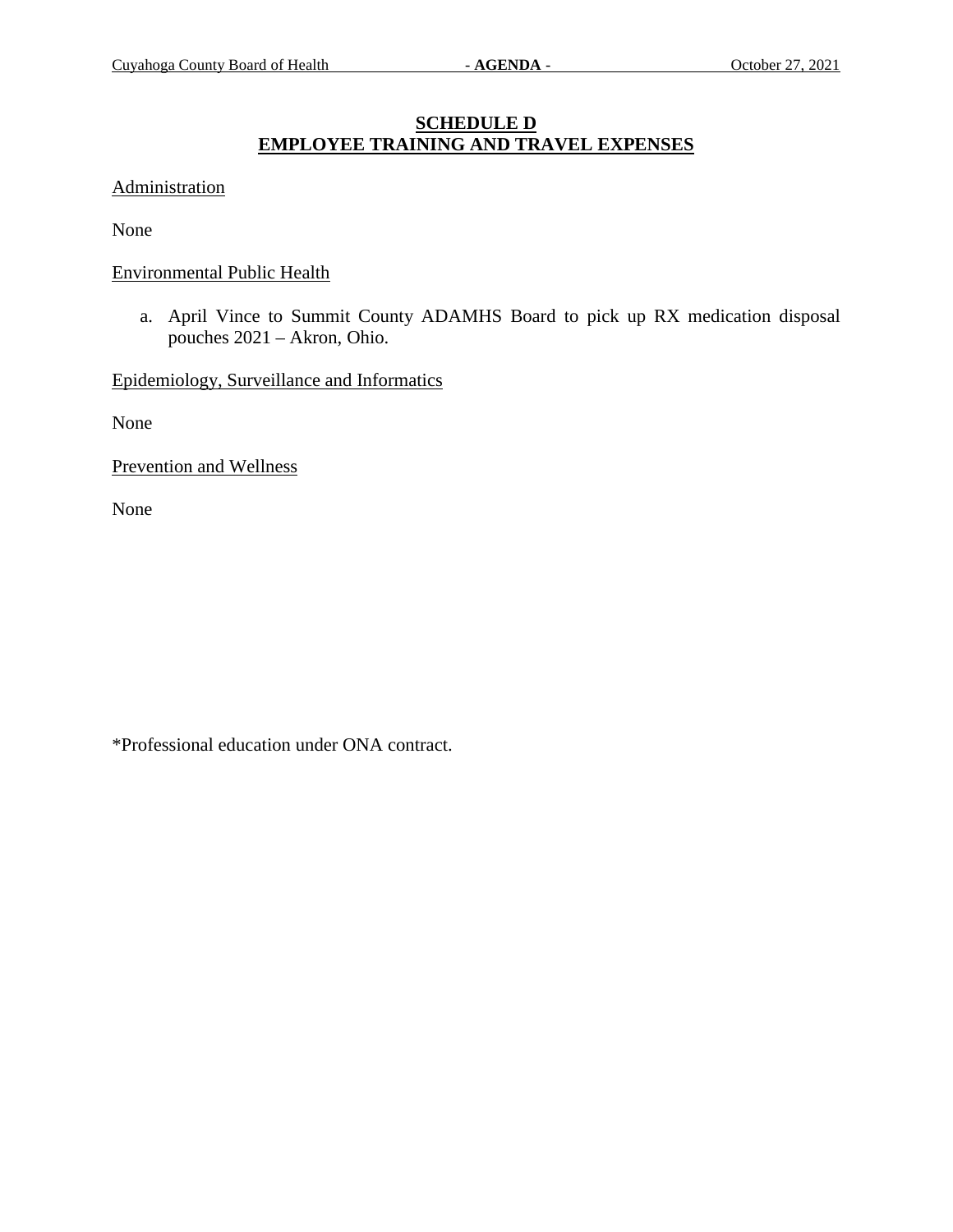## SCHEDULE D
## EMPLOYEE TRAINING AND TRAVEL EXPENSES

Administration

None

Environmental Public Health

a. April Vince to Summit County ADAMHS Board to pick up RX medication disposal pouches 2021 – Akron, Ohio.

Epidemiology, Surveillance and Informatics

None

Prevention and Wellness

None

*Professional education under ONA contract.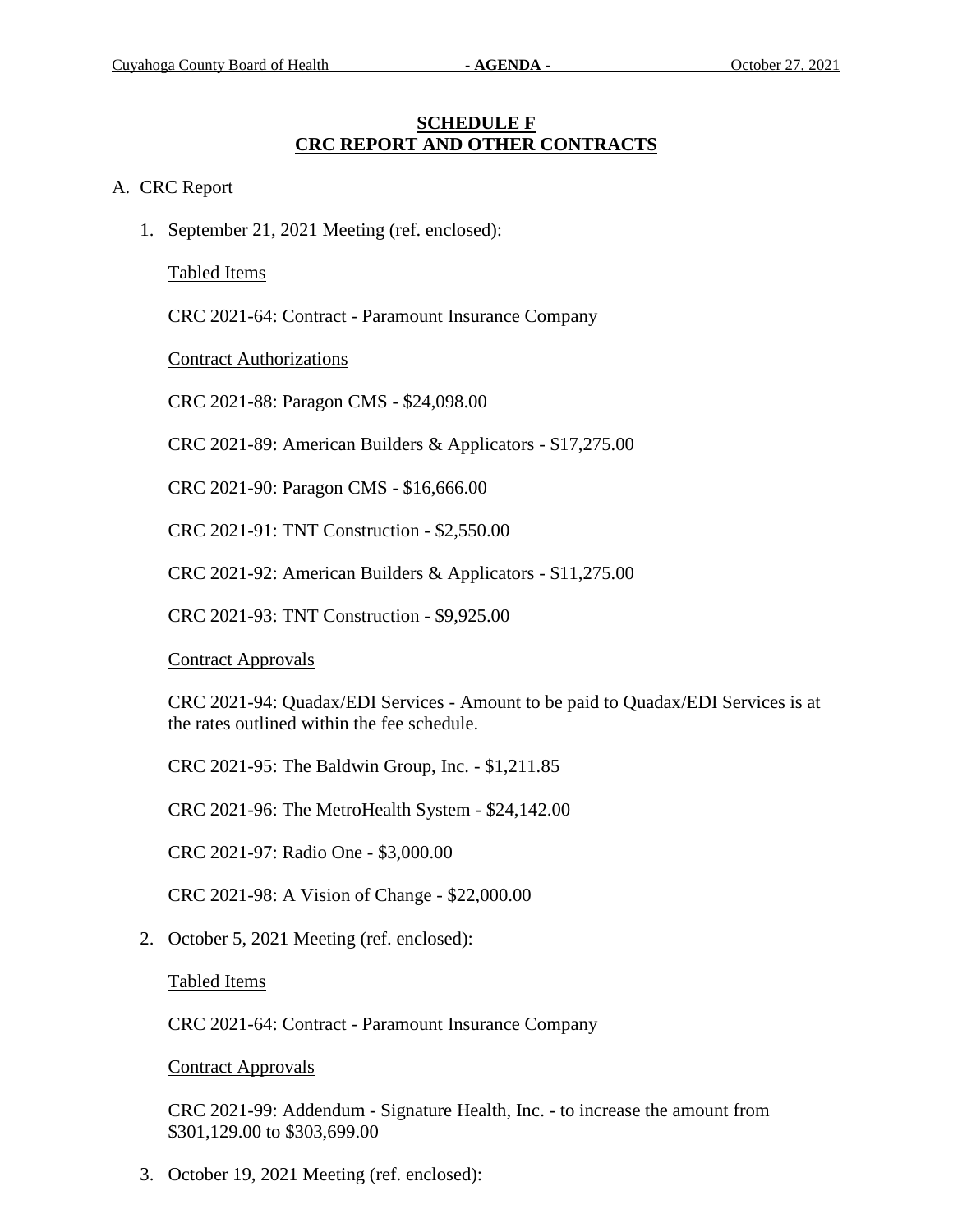## SCHEDULE F
## CRC REPORT AND OTHER CONTRACTS

A. CRC Report

1. September 21, 2021 Meeting (ref. enclosed):

   Tabled Items

   CRC 2021-64: Contract - Paramount Insurance Company

   Contract Authorizations

   CRC 2021-88: Paragon CMS - $24,098.00

   CRC 2021-89: American Builders & Applicators - $17,275.00

   CRC 2021-90: Paragon CMS - $16,666.00

   CRC 2021-91: TNT Construction - $2,550.00

   CRC 2021-92: American Builders & Applicators - $11,275.00

   CRC 2021-93: TNT Construction - $9,925.00

   Contract Approvals

   CRC 2021-94: Quadax/EDI Services - Amount to be paid to Quadax/EDI Services is at the rates outlined within the fee schedule.

   CRC 2021-95: The Baldwin Group, Inc. - $1,211.85

   CRC 2021-96: The MetroHealth System - $24,142.00

   CRC 2021-97: Radio One - $3,000.00

   CRC 2021-98: A Vision of Change - $22,000.00

2. October 5, 2021 Meeting (ref. enclosed):

   Tabled Items

   CRC 2021-64: Contract - Paramount Insurance Company

   Contract Approvals

   CRC 2021-99: Addendum - Signature Health, Inc. - to increase the amount from $301,129.00 to $303,699.00

3. October 19, 2021 Meeting (ref. enclosed):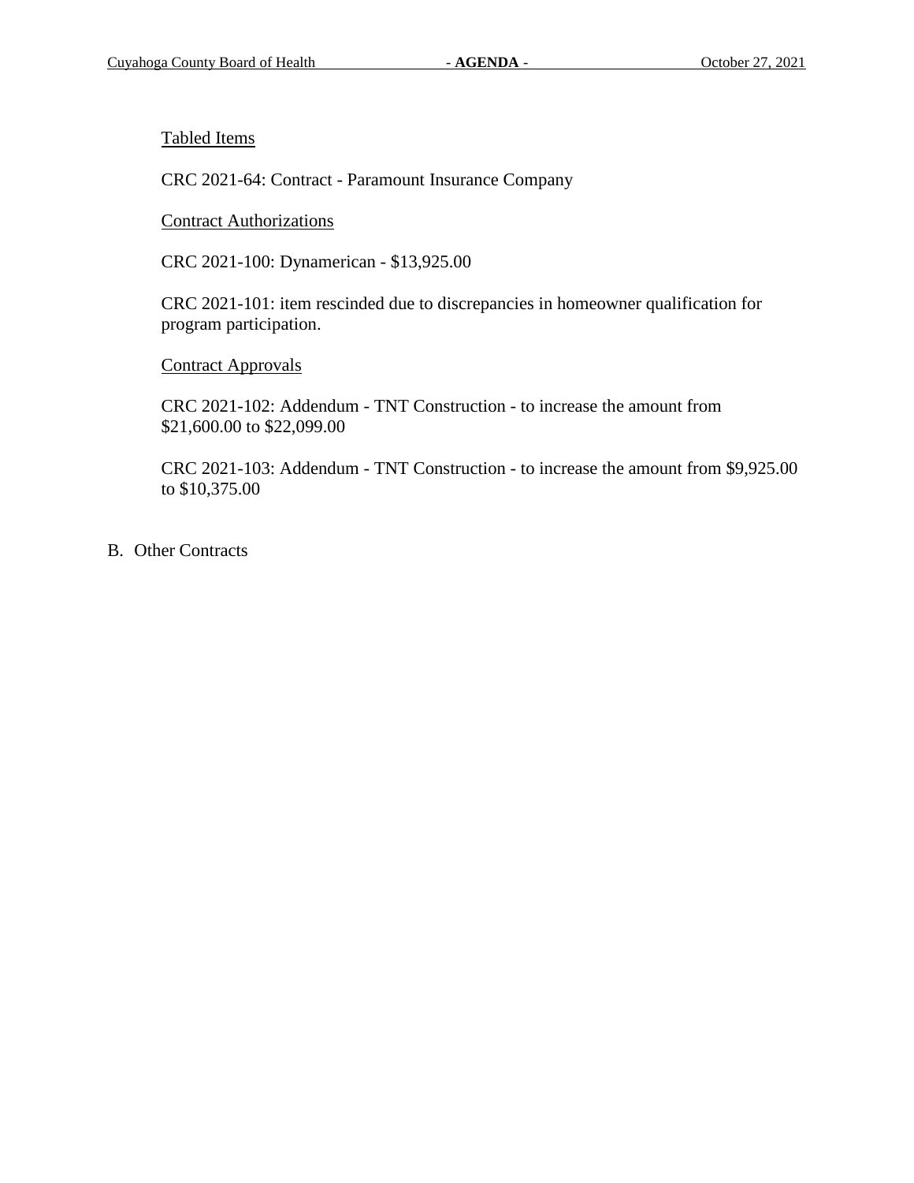Tabled Items

CRC 2021-64: Contract - Paramount Insurance Company

Contract Authorizations

CRC 2021-100: Dynamerican - $13,925.00

CRC 2021-101: item rescinded due to discrepancies in homeowner qualification for program participation.

Contract Approvals

CRC 2021-102: Addendum - TNT Construction - to increase the amount from $21,600.00 to $22,099.00

CRC 2021-103: Addendum - TNT Construction - to increase the amount from $9,925.00 to $10,375.00

B. Other Contracts